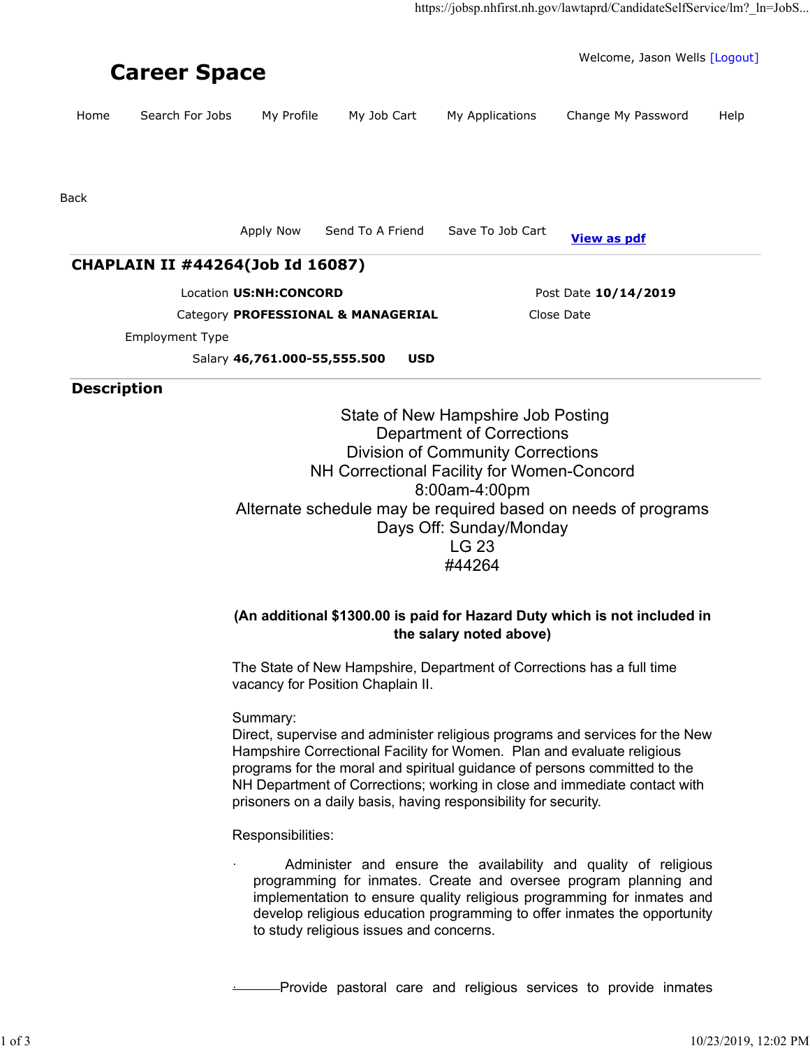# Career Space

Welcome, Jason Wells [Logout]

Home | Search For Jobs | My Profile | My Job Cart | My Applications | Change My Password | Help

Back

Apply Now | Send To A Friend | Save To Job Cart | **View as pdf**

## CHAPLAIN II #44264(Job Id 16087)

Location **US:NH:CONCORD**

Post Date **10/14/2019**

Category **PROFESSIONAL & MANAGERIAL**

Close Date

Employment Type

Salary **46,761.000-55,555.500 USD**

## Description

State of New Hampshire Job Posting
Department of Corrections
Division of Community Corrections
NH Correctional Facility for Women-Concord
8:00am-4:00pm
Alternate schedule may be required based on needs of programs
Days Off: Sunday/Monday
LG 23
#44264

**(An additional $1300.00 is paid for Hazard Duty which is not included in the salary noted above)**

The State of New Hampshire, Department of Corrections has a full time vacancy for Position Chaplain II.

Summary:
Direct, supervise and administer religious programs and services for the New Hampshire Correctional Facility for Women. Plan and evaluate religious programs for the moral and spiritual guidance of persons committed to the NH Department of Corrections; working in close and immediate contact with prisoners on a daily basis, having responsibility for security.

Responsibilities:

- Administer and ensure the availability and quality of religious programming for inmates. Create and oversee program planning and implementation to ensure quality religious programming for inmates and develop religious education programming to offer inmates the opportunity to study religious issues and concerns.

- Provide pastoral care and religious services to provide inmates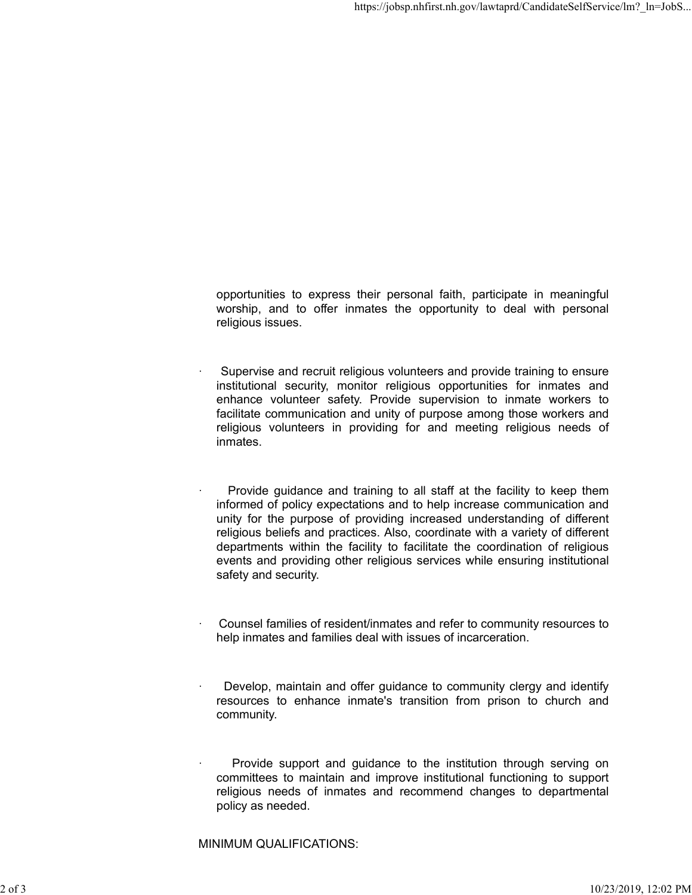opportunities to express their personal faith, participate in meaningful worship, and to offer inmates the opportunity to deal with personal religious issues.

- Supervise and recruit religious volunteers and provide training to ensure institutional security, monitor religious opportunities for inmates and enhance volunteer safety. Provide supervision to inmate workers to facilitate communication and unity of purpose among those workers and religious volunteers in providing for and meeting religious needs of inmates.

- Provide guidance and training to all staff at the facility to keep them informed of policy expectations and to help increase communication and unity for the purpose of providing increased understanding of different religious beliefs and practices. Also, coordinate with a variety of different departments within the facility to facilitate the coordination of religious events and providing other religious services while ensuring institutional safety and security.

- Counsel families of resident/inmates and refer to community resources to help inmates and families deal with issues of incarceration.

- Develop, maintain and offer guidance to community clergy and identify resources to enhance inmate's transition from prison to church and community.

- Provide support and guidance to the institution through serving on committees to maintain and improve institutional functioning to support religious needs of inmates and recommend changes to departmental policy as needed.

MINIMUM QUALIFICATIONS: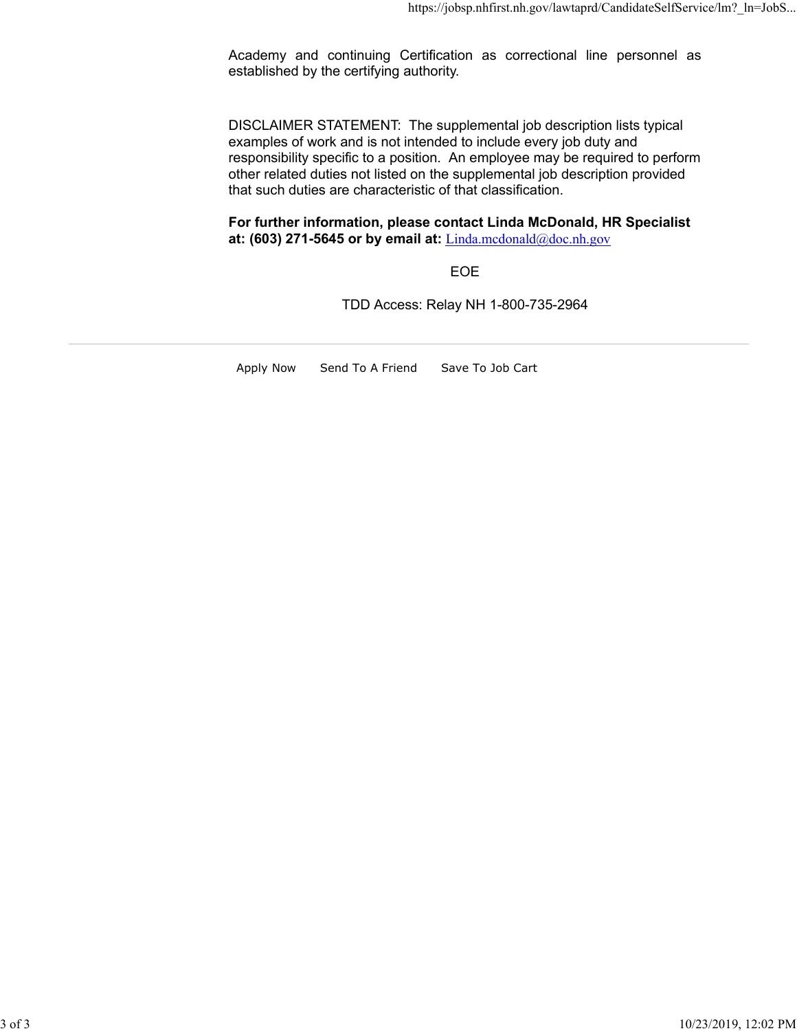Academy and continuing Certification as correctional line personnel as established by the certifying authority.

DISCLAIMER STATEMENT: The supplemental job description lists typical examples of work and is not intended to include every job duty and responsibility specific to a position. An employee may be required to perform other related duties not listed on the supplemental job description provided that such duties are characteristic of that classification.

**For further information, please contact Linda McDonald, HR Specialist at: (603) 271-5645 or by email at:** Linda.mcdonald@doc.nh.gov

EOE

TDD Access: Relay NH 1-800-735-2964

Apply Now    Send To A Friend    Save To Job Cart